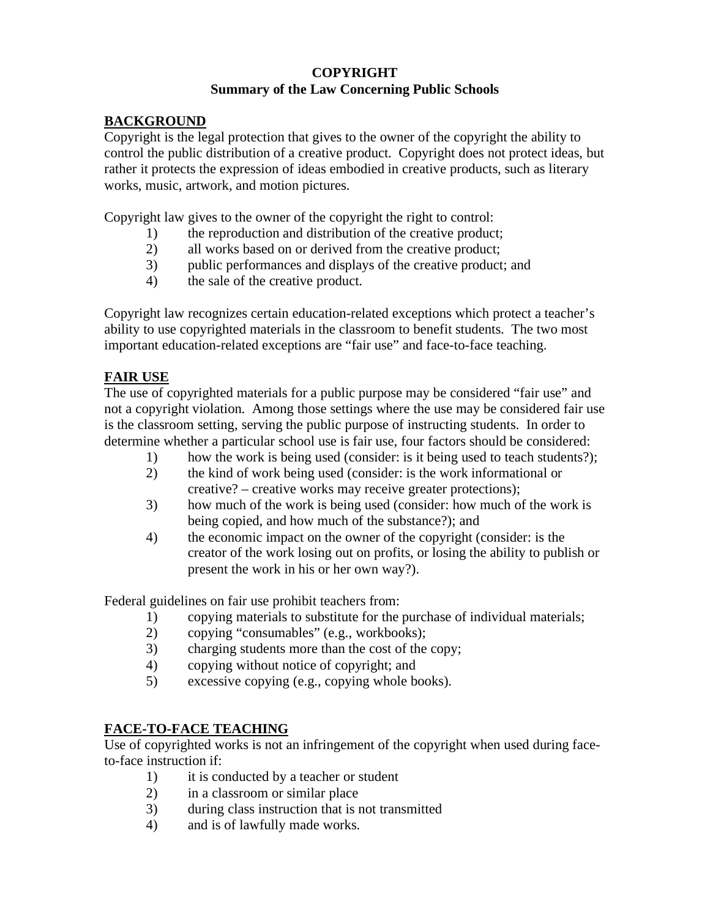**COPYRIGHT**
**Summary of the Law Concerning Public Schools**

## BACKGROUND

Copyright is the legal protection that gives to the owner of the copyright the ability to control the public distribution of a creative product. Copyright does not protect ideas, but rather it protects the expression of ideas embodied in creative products, such as literary works, music, artwork, and motion pictures.

Copyright law gives to the owner of the copyright the right to control:

1) the reproduction and distribution of the creative product;
2) all works based on or derived from the creative product;
3) public performances and displays of the creative product; and
4) the sale of the creative product.

Copyright law recognizes certain education-related exceptions which protect a teacher's ability to use copyrighted materials in the classroom to benefit students. The two most important education-related exceptions are "fair use" and face-to-face teaching.

## FAIR USE

The use of copyrighted materials for a public purpose may be considered "fair use" and not a copyright violation. Among those settings where the use may be considered fair use is the classroom setting, serving the public purpose of instructing students. In order to determine whether a particular school use is fair use, four factors should be considered:

1) how the work is being used (consider: is it being used to teach students?);
2) the kind of work being used (consider: is the work informational or creative? – creative works may receive greater protections);
3) how much of the work is being used (consider: how much of the work is being copied, and how much of the substance?); and
4) the economic impact on the owner of the copyright (consider: is the creator of the work losing out on profits, or losing the ability to publish or present the work in his or her own way?).

Federal guidelines on fair use prohibit teachers from:

1) copying materials to substitute for the purchase of individual materials;
2) copying "consumables" (e.g., workbooks);
3) charging students more than the cost of the copy;
4) copying without notice of copyright; and
5) excessive copying (e.g., copying whole books).

## FACE-TO-FACE TEACHING

Use of copyrighted works is not an infringement of the copyright when used during face-to-face instruction if:

1) it is conducted by a teacher or student
2) in a classroom or similar place
3) during class instruction that is not transmitted
4) and is of lawfully made works.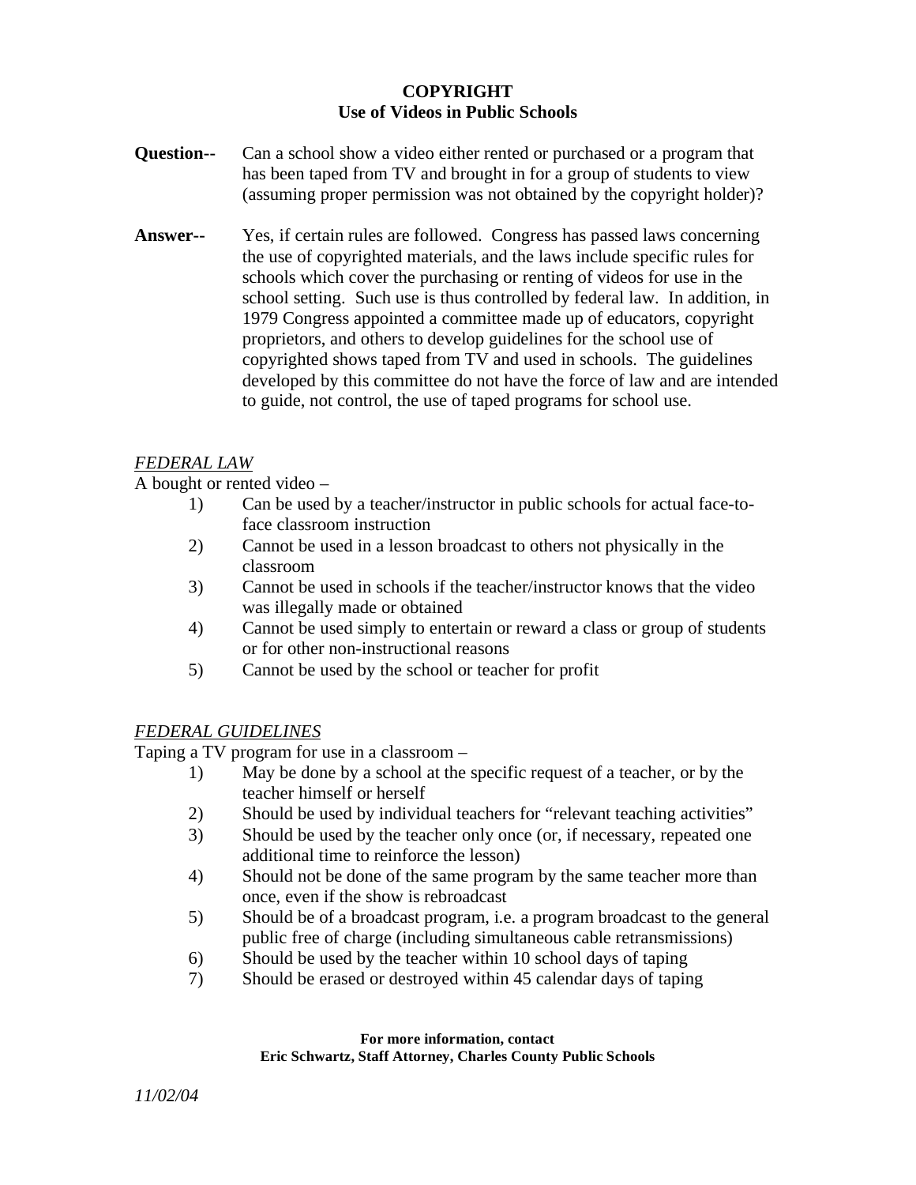# COPYRIGHT
## Use of Videos in Public Schools

**Question--** Can a school show a video either rented or purchased or a program that has been taped from TV and brought in for a group of students to view (assuming proper permission was not obtained by the copyright holder)?

**Answer--** Yes, if certain rules are followed. Congress has passed laws concerning the use of copyrighted materials, and the laws include specific rules for schools which cover the purchasing or renting of videos for use in the school setting. Such use is thus controlled by federal law. In addition, in 1979 Congress appointed a committee made up of educators, copyright proprietors, and others to develop guidelines for the school use of copyrighted shows taped from TV and used in schools. The guidelines developed by this committee do not have the force of law and are intended to guide, not control, the use of taped programs for school use.

*FEDERAL LAW*

A bought or rented video –

1) Can be used by a teacher/instructor in public schools for actual face-to-face classroom instruction
2) Cannot be used in a lesson broadcast to others not physically in the classroom
3) Cannot be used in schools if the teacher/instructor knows that the video was illegally made or obtained
4) Cannot be used simply to entertain or reward a class or group of students or for other non-instructional reasons
5) Cannot be used by the school or teacher for profit

*FEDERAL GUIDELINES*

Taping a TV program for use in a classroom –

1) May be done by a school at the specific request of a teacher, or by the teacher himself or herself
2) Should be used by individual teachers for "relevant teaching activities"
3) Should be used by the teacher only once (or, if necessary, repeated one additional time to reinforce the lesson)
4) Should not be done of the same program by the same teacher more than once, even if the show is rebroadcast
5) Should be of a broadcast program, i.e. a program broadcast to the general public free of charge (including simultaneous cable retransmissions)
6) Should be used by the teacher within 10 school days of taping
7) Should be erased or destroyed within 45 calendar days of taping

**For more information, contact**
**Eric Schwartz, Staff Attorney, Charles County Public Schools**

*11/02/04*